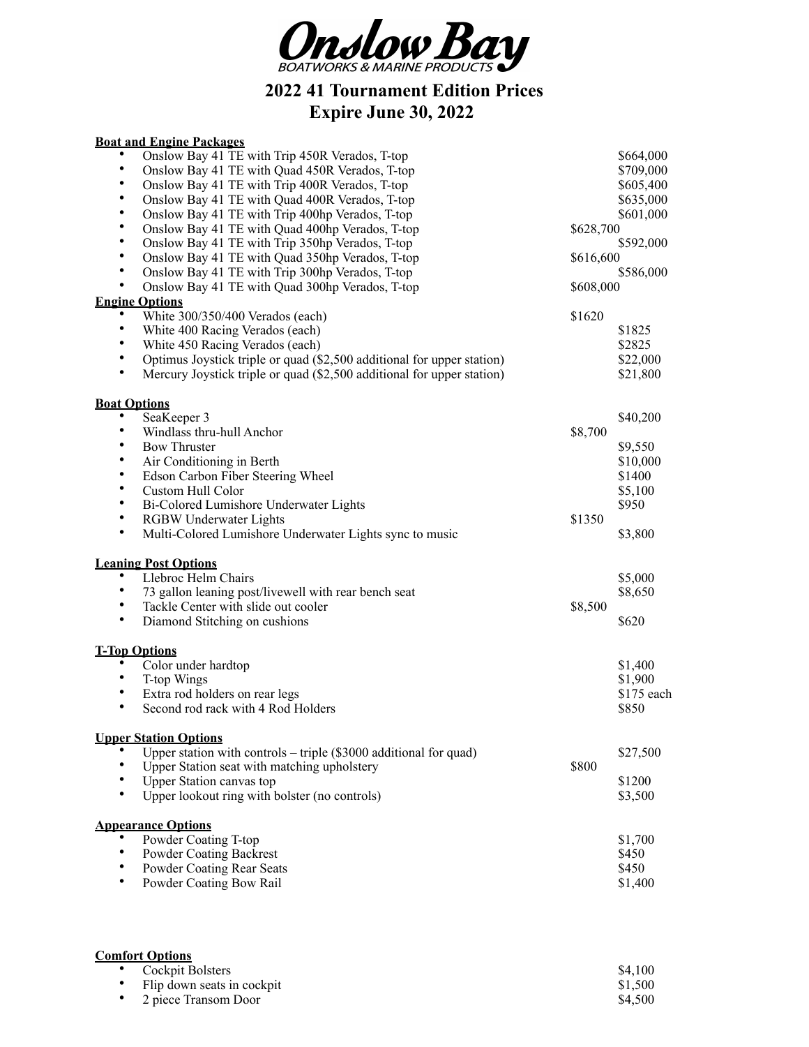# Onslow Bay

BOATWORKS & MARINE PRODUCTS

## 2022 41 Tournament Edition Prices
## Expire June 30, 2022

**Boat and Engine Packages**

- Onslow Bay 41 TE with Trip 450R Verados, T-top $664,000
- Onslow Bay 41 TE with Quad 450R Verados, T-top $709,000
- Onslow Bay 41 TE with Trip 400R Verados, T-top $605,400
- Onslow Bay 41 TE with Quad 400R Verados, T-top $635,000
- Onslow Bay 41 TE with Trip 400hp Verados, T-top $601,000
- Onslow Bay 41 TE with Quad 400hp Verados, T-top $628,700
- Onslow Bay 41 TE with Trip 350hp Verados, T-top $592,000
- Onslow Bay 41 TE with Quad 350hp Verados, T-top $616,600
- Onslow Bay 41 TE with Trip 300hp Verados, T-top $586,000
- Onslow Bay 41 TE with Quad 300hp Verados, T-top $608,000

**Engine Options**

- White 300/350/400 Verados (each) $1620
- White 400 Racing Verados (each) $1825
- White 450 Racing Verados (each) $2825
- Optimus Joystick triple or quad ($2,500 additional for upper station) $22,000
- Mercury Joystick triple or quad ($2,500 additional for upper station) $21,800

**Boat Options**

- SeaKeeper 3 $40,200
- Windlass thru-hull Anchor $8,700
- Bow Thruster $9,550
- Air Conditioning in Berth $10,000
- Edson Carbon Fiber Steering Wheel $1400
- Custom Hull Color $5,100
- Bi-Colored Lumishore Underwater Lights $950
- RGBW Underwater Lights $1350
- Multi-Colored Lumishore Underwater Lights sync to music $3,800

**Leaning Post Options**

- Llebroc Helm Chairs $5,000
- 73 gallon leaning post/livewell with rear bench seat $8,650
- Tackle Center with slide out cooler $8,500
- Diamond Stitching on cushions $620

**T-Top Options**

- Color under hardtop $1,400
- T-top Wings $1,900
- Extra rod holders on rear legs $175 each
- Second rod rack with 4 Rod Holders $850

**Upper Station Options**

- Upper station with controls – triple ($3000 additional for quad) $27,500
- Upper Station seat with matching upholstery $800
- Upper Station canvas top $1200
- Upper lookout ring with bolster (no controls) $3,500

**Appearance Options**

- Powder Coating T-top $1,700
- Powder Coating Backrest $450
- Powder Coating Rear Seats $450
- Powder Coating Bow Rail $1,400

**Comfort Options**

- Cockpit Bolsters $4,100
- Flip down seats in cockpit $1,500
- 2 piece Transom Door $4,500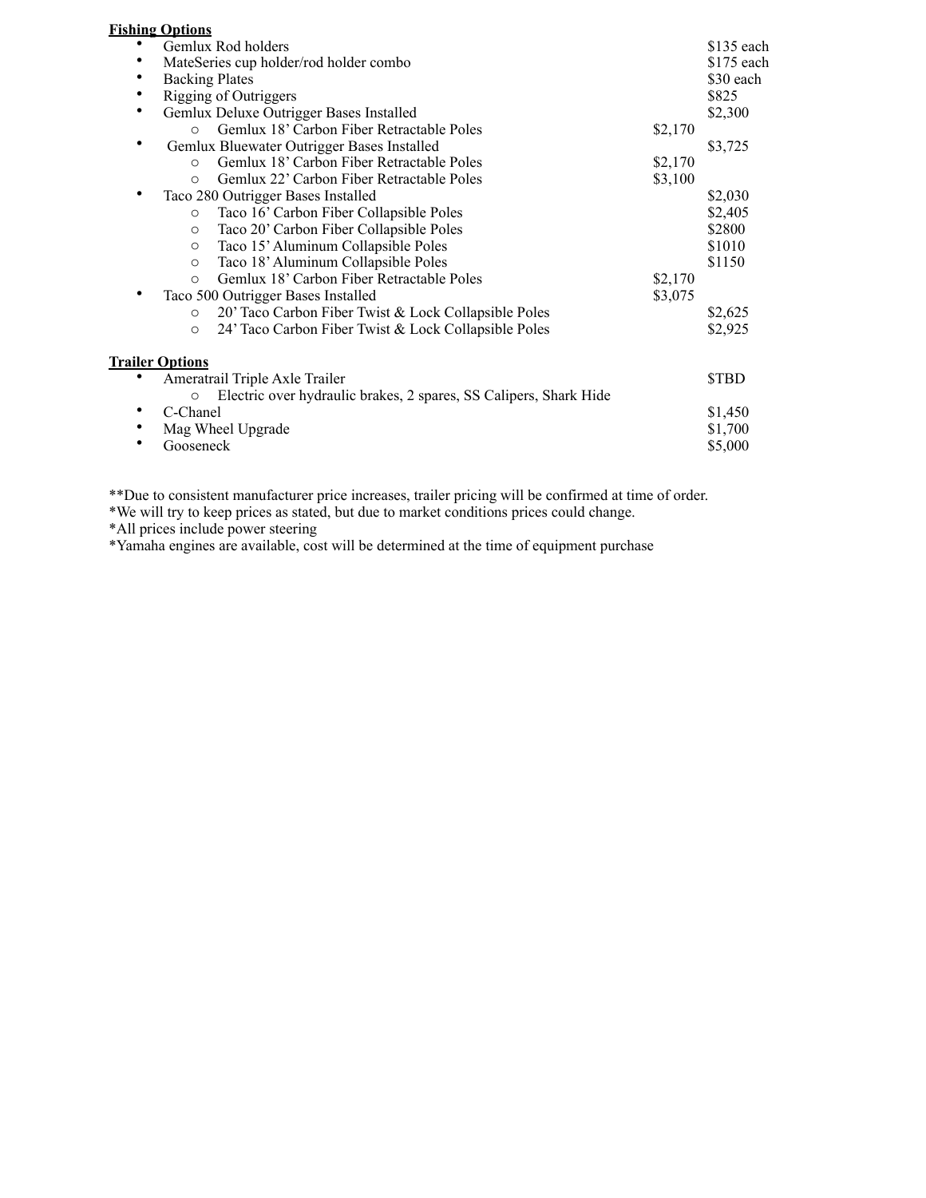**Fishing Options**

- Gemlux Rod holders — $135 each
- MateSeries cup holder/rod holder combo — $175 each
- Backing Plates — $30 each
- Rigging of Outriggers — $825
- Gemlux Deluxe Outrigger Bases Installed — $2,300
  - Gemlux 18' Carbon Fiber Retractable Poles — $2,170
- Gemlux Bluewater Outrigger Bases Installed — $3,725
  - Gemlux 18' Carbon Fiber Retractable Poles — $2,170
  - Gemlux 22' Carbon Fiber Retractable Poles — $3,100
- Taco 280 Outrigger Bases Installed — $2,030
  - Taco 16' Carbon Fiber Collapsible Poles — $2,405
  - Taco 20' Carbon Fiber Collapsible Poles — $2800
  - Taco 15' Aluminum Collapsible Poles — $1010
  - Taco 18' Aluminum Collapsible Poles — $1150
  - Gemlux 18' Carbon Fiber Retractable Poles — $2,170
- Taco 500 Outrigger Bases Installed — $3,075
  - 20' Taco Carbon Fiber Twist & Lock Collapsible Poles — $2,625
  - 24' Taco Carbon Fiber Twist & Lock Collapsible Poles — $2,925

**Trailer Options**

- Ameratrail Triple Axle Trailer — $TBD
  - Electric over hydraulic brakes, 2 spares, SS Calipers, Shark Hide
- C-Chanel — $1,450
- Mag Wheel Upgrade — $1,700
- Gooseneck — $5,000

**Due to consistent manufacturer price increases, trailer pricing will be confirmed at time of order.
*We will try to keep prices as stated, but due to market conditions prices could change.
*All prices include power steering
*Yamaha engines are available, cost will be determined at the time of equipment purchase